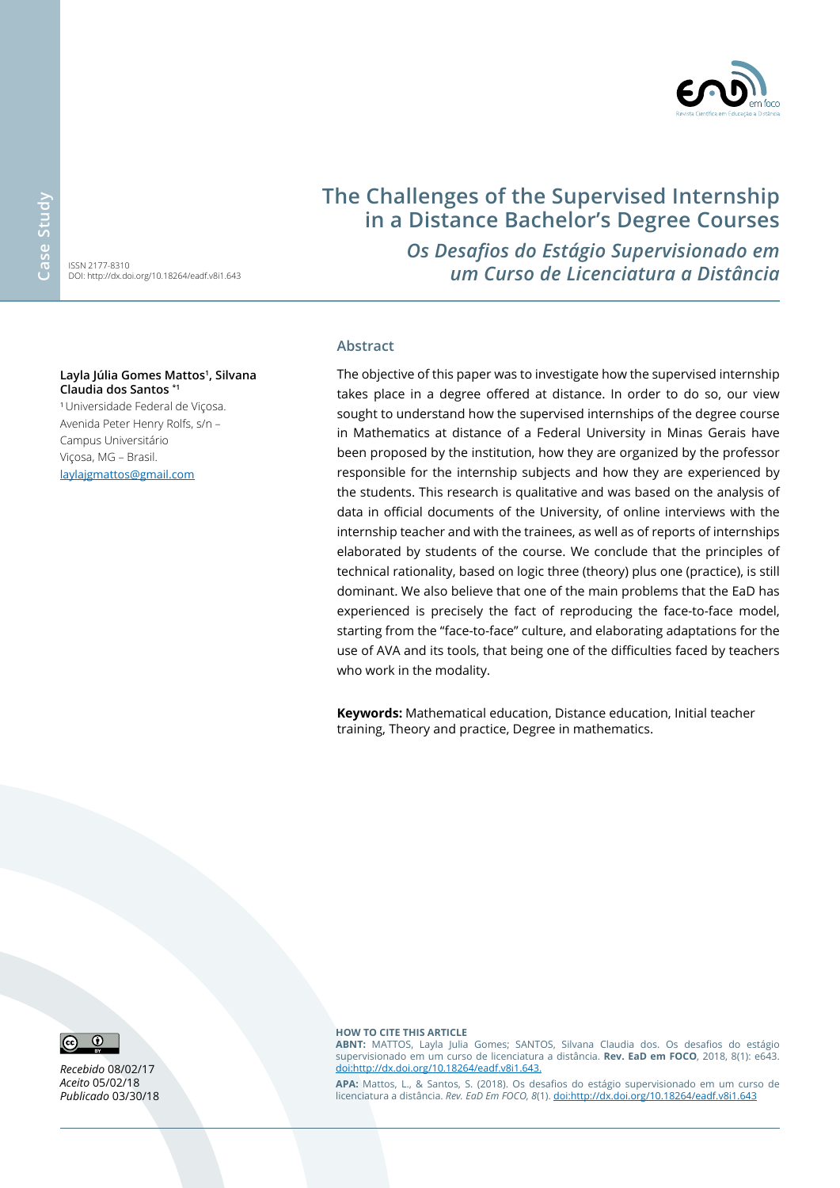Case Study

# The Challenges of the Supervised Internship in a Distance Bachelor's Degree Courses

## *Os Desafios do Estágio Supervisionado em um Curso de Licenciatura a Distância*

ISSN 2177-8310
DOI: http://dx.doi.org/10.18264/eadf.v8i1.643

**Layla Júlia Gomes Mattos[1], Silvana Claudia dos Santos [*1]**

[1] Universidade Federal de Viçosa. Avenida Peter Henry Rolfs, s/n – Campus Universitário Viçosa, MG – Brasil.
laylajgmattos@gmail.com

### Abstract

The objective of this paper was to investigate how the supervised internship takes place in a degree offered at distance. In order to do so, our view sought to understand how the supervised internships of the degree course in Mathematics at distance of a Federal University in Minas Gerais have been proposed by the institution, how they are organized by the professor responsible for the internship subjects and how they are experienced by the students. This research is qualitative and was based on the analysis of data in official documents of the University, of online interviews with the internship teacher and with the trainees, as well as of reports of internships elaborated by students of the course. We conclude that the principles of technical rationality, based on logic three (theory) plus one (practice), is still dominant. We also believe that one of the main problems that the EaD has experienced is precisely the fact of reproducing the face-to-face model, starting from the "face-to-face" culture, and elaborating adaptations for the use of AVA and its tools, that being one of the difficulties faced by teachers who work in the modality.

**Keywords:** Mathematical education, Distance education, Initial teacher training, Theory and practice, Degree in mathematics.

*Recebido* 08/02/17
*Aceito* 05/02/18
*Publicado* 03/30/18

**HOW TO CITE THIS ARTICLE**

**ABNT:** MATTOS, Layla Julia Gomes; SANTOS, Silvana Claudia dos. Os desafios do estágio supervisionado em um curso de licenciatura a distância. **Rev. EaD em FOCO**, 2018, 8(1): e643. doi:http://dx.doi.org/10.18264/eadf.v8i1.643.

**APA:** Mattos, L., & Santos, S. (2018). Os desafios do estágio supervisionado em um curso de licenciatura a distância. *Rev. EaD Em FOCO, 8*(1). doi:http://dx.doi.org/10.18264/eadf.v8i1.643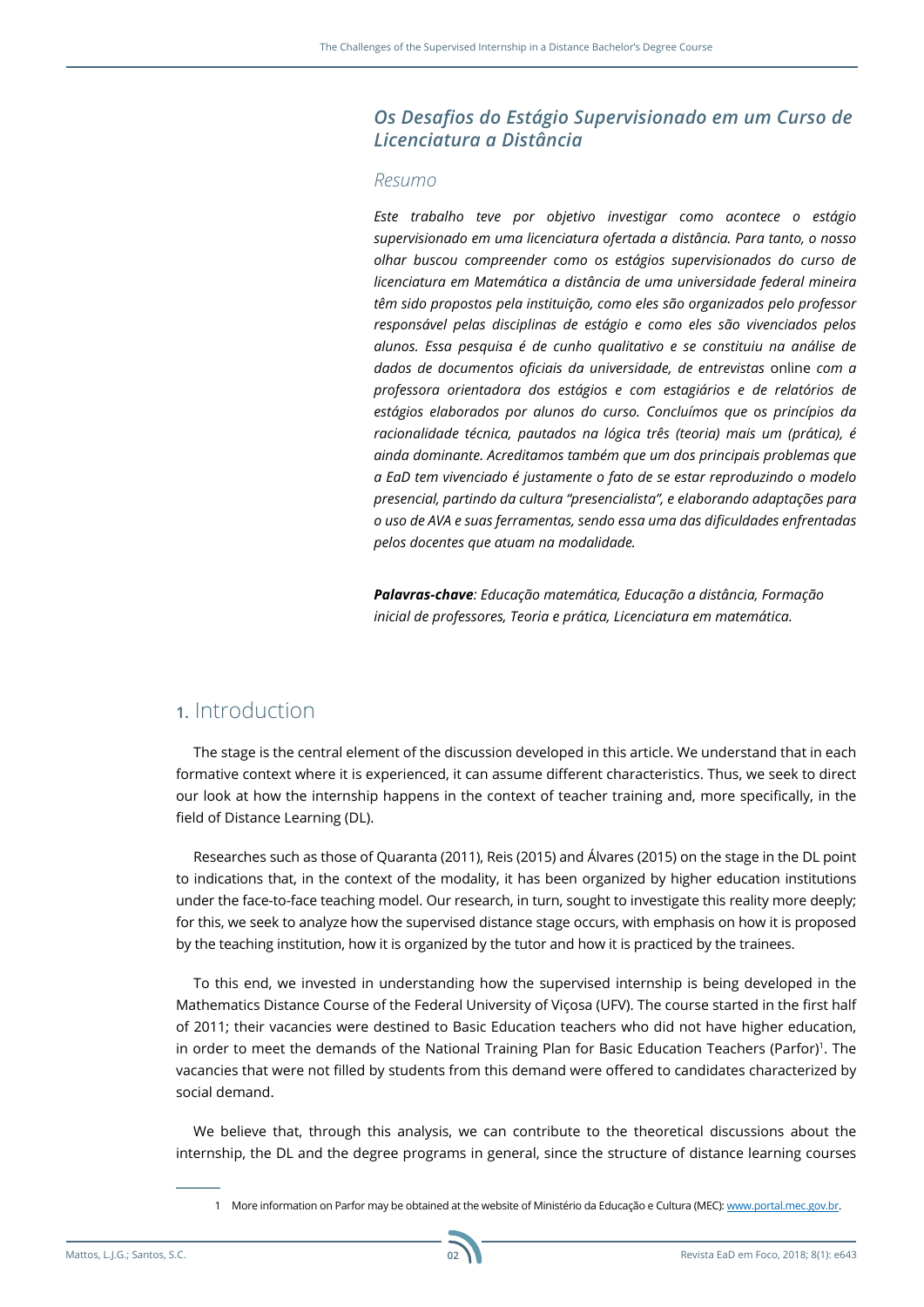## *Os Desafios do Estágio Supervisionado em um Curso de Licenciatura a Distância*

### *Resumo*

*Este trabalho teve por objetivo investigar como acontece o estágio supervisionado em uma licenciatura ofertada a distância. Para tanto, o nosso olhar buscou compreender como os estágios supervisionados do curso de licenciatura em Matemática a distância de uma universidade federal mineira têm sido propostos pela instituição, como eles são organizados pelo professor responsável pelas disciplinas de estágio e como eles são vivenciados pelos alunos. Essa pesquisa é de cunho qualitativo e se constituiu na análise de dados de documentos oficiais da universidade, de entrevistas* online *com a professora orientadora dos estágios e com estagiários e de relatórios de estágios elaborados por alunos do curso. Concluímos que os princípios da racionalidade técnica, pautados na lógica três (teoria) mais um (prática), é ainda dominante. Acreditamos também que um dos principais problemas que a EaD tem vivenciado é justamente o fato de se estar reproduzindo o modelo presencial, partindo da cultura "presencialista", e elaborando adaptações para o uso de AVA e suas ferramentas, sendo essa uma das dificuldades enfrentadas pelos docentes que atuam na modalidade.*

***Palavras-chave**: Educação matemática, Educação a distância, Formação inicial de professores, Teoria e prática, Licenciatura em matemática.*

# 1. Introduction

The stage is the central element of the discussion developed in this article. We understand that in each formative context where it is experienced, it can assume different characteristics. Thus, we seek to direct our look at how the internship happens in the context of teacher training and, more specifically, in the field of Distance Learning (DL).

Researches such as those of Quaranta (2011), Reis (2015) and Álvares (2015) on the stage in the DL point to indications that, in the context of the modality, it has been organized by higher education institutions under the face-to-face teaching model. Our research, in turn, sought to investigate this reality more deeply; for this, we seek to analyze how the supervised distance stage occurs, with emphasis on how it is proposed by the teaching institution, how it is organized by the tutor and how it is practiced by the trainees.

To this end, we invested in understanding how the supervised internship is being developed in the Mathematics Distance Course of the Federal University of Viçosa (UFV). The course started in the first half of 2011; their vacancies were destined to Basic Education teachers who did not have higher education, in order to meet the demands of the National Training Plan for Basic Education Teachers (Parfor)[1]. The vacancies that were not filled by students from this demand were offered to candidates characterized by social demand.

We believe that, through this analysis, we can contribute to the theoretical discussions about the internship, the DL and the degree programs in general, since the structure of distance learning courses

[1] More information on Parfor may be obtained at the website of Ministério da Educação e Cultura (MEC): www.portal.mec.gov.br.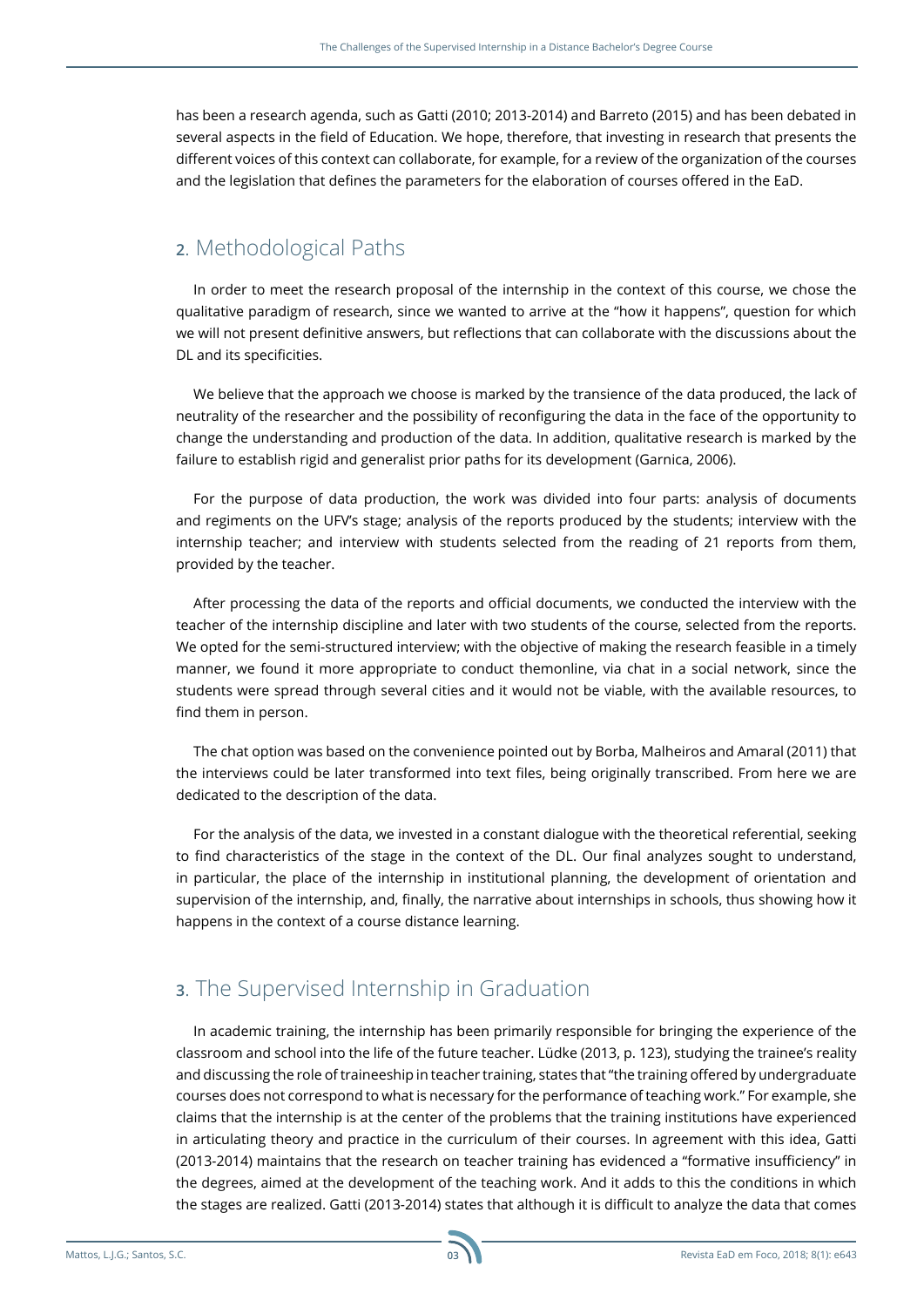has been a research agenda, such as Gatti (2010; 2013-2014) and Barreto (2015) and has been debated in several aspects in the field of Education. We hope, therefore, that investing in research that presents the different voices of this context can collaborate, for example, for a review of the organization of the courses and the legislation that defines the parameters for the elaboration of courses offered in the EaD.

## 2. Methodological Paths

In order to meet the research proposal of the internship in the context of this course, we chose the qualitative paradigm of research, since we wanted to arrive at the "how it happens", question for which we will not present definitive answers, but reflections that can collaborate with the discussions about the DL and its specificities.

We believe that the approach we choose is marked by the transience of the data produced, the lack of neutrality of the researcher and the possibility of reconfiguring the data in the face of the opportunity to change the understanding and production of the data. In addition, qualitative research is marked by the failure to establish rigid and generalist prior paths for its development (Garnica, 2006).

For the purpose of data production, the work was divided into four parts: analysis of documents and regiments on the UFV's stage; analysis of the reports produced by the students; interview with the internship teacher; and interview with students selected from the reading of 21 reports from them, provided by the teacher.

After processing the data of the reports and official documents, we conducted the interview with the teacher of the internship discipline and later with two students of the course, selected from the reports. We opted for the semi-structured interview; with the objective of making the research feasible in a timely manner, we found it more appropriate to conduct themonline, via chat in a social network, since the students were spread through several cities and it would not be viable, with the available resources, to find them in person.

The chat option was based on the convenience pointed out by Borba, Malheiros and Amaral (2011) that the interviews could be later transformed into text files, being originally transcribed. From here we are dedicated to the description of the data.

For the analysis of the data, we invested in a constant dialogue with the theoretical referential, seeking to find characteristics of the stage in the context of the DL. Our final analyzes sought to understand, in particular, the place of the internship in institutional planning, the development of orientation and supervision of the internship, and, finally, the narrative about internships in schools, thus showing how it happens in the context of a course distance learning.

## 3. The Supervised Internship in Graduation

In academic training, the internship has been primarily responsible for bringing the experience of the classroom and school into the life of the future teacher. Lüdke (2013, p. 123), studying the trainee's reality and discussing the role of traineeship in teacher training, states that "the training offered by undergraduate courses does not correspond to what is necessary for the performance of teaching work." For example, she claims that the internship is at the center of the problems that the training institutions have experienced in articulating theory and practice in the curriculum of their courses. In agreement with this idea, Gatti (2013-2014) maintains that the research on teacher training has evidenced a "formative insufficiency" in the degrees, aimed at the development of the teaching work. And it adds to this the conditions in which the stages are realized. Gatti (2013-2014) states that although it is difficult to analyze the data that comes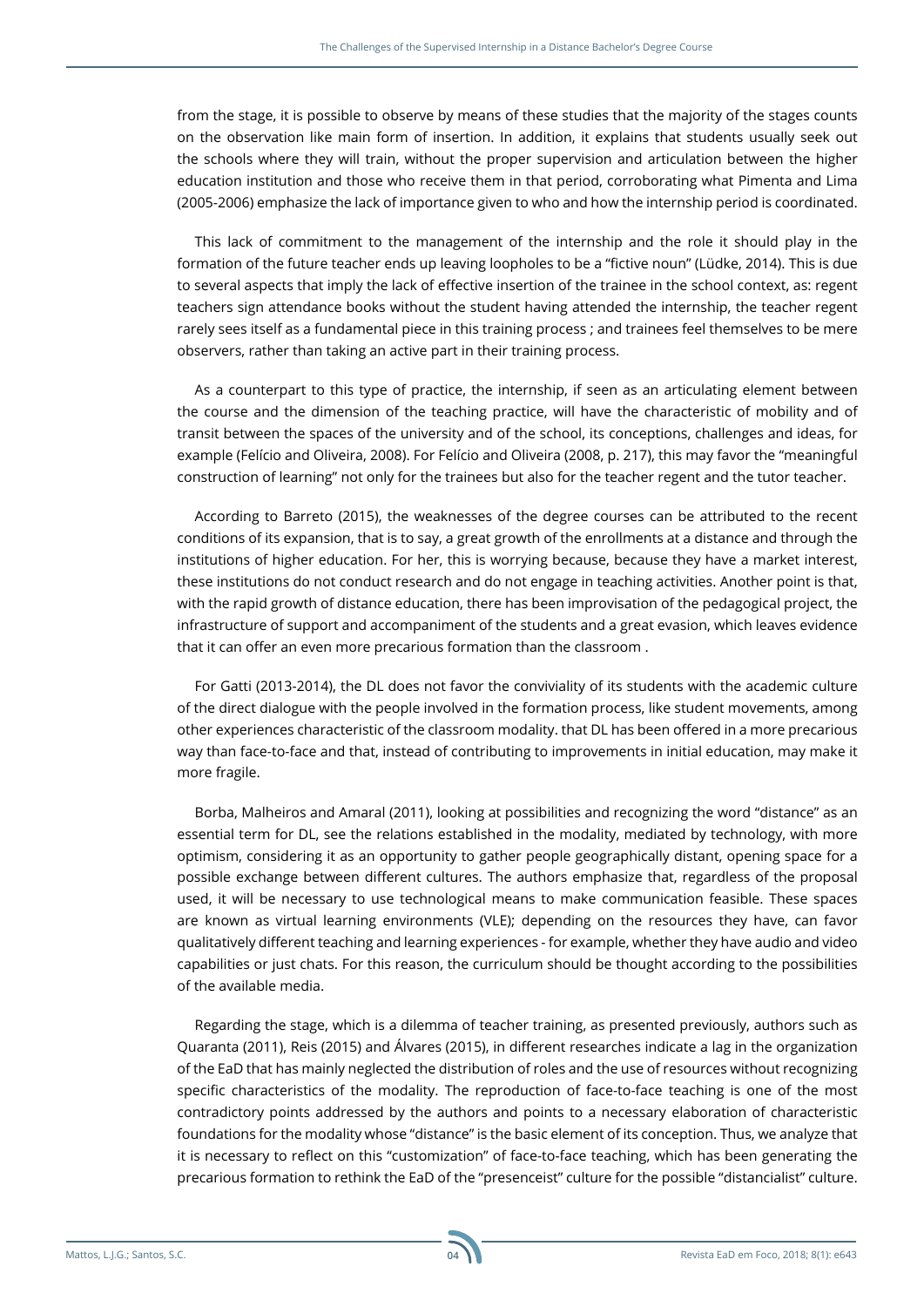from the stage, it is possible to observe by means of these studies that the majority of the stages counts on the observation like main form of insertion. In addition, it explains that students usually seek out the schools where they will train, without the proper supervision and articulation between the higher education institution and those who receive them in that period, corroborating what Pimenta and Lima (2005-2006) emphasize the lack of importance given to who and how the internship period is coordinated.

This lack of commitment to the management of the internship and the role it should play in the formation of the future teacher ends up leaving loopholes to be a "fictive noun" (Lüdke, 2014). This is due to several aspects that imply the lack of effective insertion of the trainee in the school context, as: regent teachers sign attendance books without the student having attended the internship, the teacher regent rarely sees itself as a fundamental piece in this training process ; and trainees feel themselves to be mere observers, rather than taking an active part in their training process.

As a counterpart to this type of practice, the internship, if seen as an articulating element between the course and the dimension of the teaching practice, will have the characteristic of mobility and of transit between the spaces of the university and of the school, its conceptions, challenges and ideas, for example (Felício and Oliveira, 2008). For Felício and Oliveira (2008, p. 217), this may favor the "meaningful construction of learning" not only for the trainees but also for the teacher regent and the tutor teacher.

According to Barreto (2015), the weaknesses of the degree courses can be attributed to the recent conditions of its expansion, that is to say, a great growth of the enrollments at a distance and through the institutions of higher education. For her, this is worrying because, because they have a market interest, these institutions do not conduct research and do not engage in teaching activities. Another point is that, with the rapid growth of distance education, there has been improvisation of the pedagogical project, the infrastructure of support and accompaniment of the students and a great evasion, which leaves evidence that it can offer an even more precarious formation than the classroom .

For Gatti (2013-2014), the DL does not favor the conviviality of its students with the academic culture of the direct dialogue with the people involved in the formation process, like student movements, among other experiences characteristic of the classroom modality. that DL has been offered in a more precarious way than face-to-face and that, instead of contributing to improvements in initial education, may make it more fragile.

Borba, Malheiros and Amaral (2011), looking at possibilities and recognizing the word "distance" as an essential term for DL, see the relations established in the modality, mediated by technology, with more optimism, considering it as an opportunity to gather people geographically distant, opening space for a possible exchange between different cultures. The authors emphasize that, regardless of the proposal used, it will be necessary to use technological means to make communication feasible. These spaces are known as virtual learning environments (VLE); depending on the resources they have, can favor qualitatively different teaching and learning experiences - for example, whether they have audio and video capabilities or just chats. For this reason, the curriculum should be thought according to the possibilities of the available media.

Regarding the stage, which is a dilemma of teacher training, as presented previously, authors such as Quaranta (2011), Reis (2015) and Álvares (2015), in different researches indicate a lag in the organization of the EaD that has mainly neglected the distribution of roles and the use of resources without recognizing specific characteristics of the modality. The reproduction of face-to-face teaching is one of the most contradictory points addressed by the authors and points to a necessary elaboration of characteristic foundations for the modality whose "distance" is the basic element of its conception. Thus, we analyze that it is necessary to reflect on this "customization" of face-to-face teaching, which has been generating the precarious formation to rethink the EaD of the "presenceist" culture for the possible "distancialist" culture.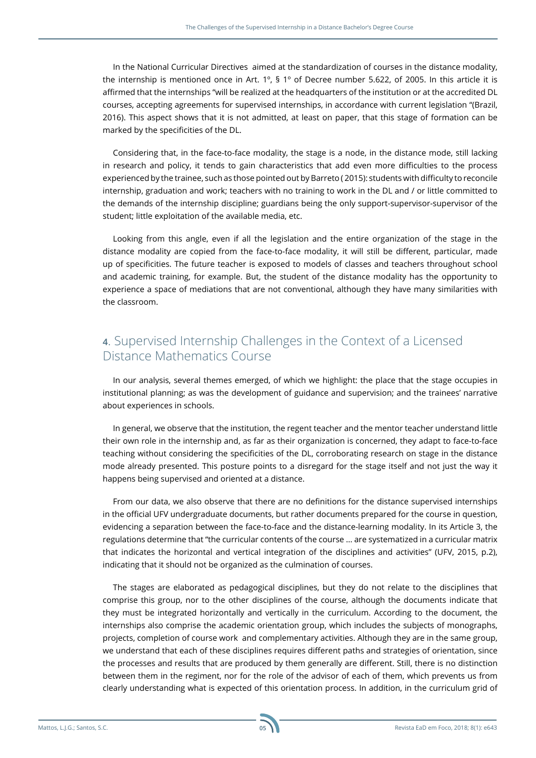In the National Curricular Directives aimed at the standardization of courses in the distance modality, the internship is mentioned once in Art. 1º, § 1º of Decree number 5.622, of 2005. In this article it is affirmed that the internships "will be realized at the headquarters of the institution or at the accredited DL courses, accepting agreements for supervised internships, in accordance with current legislation "(Brazil, 2016). This aspect shows that it is not admitted, at least on paper, that this stage of formation can be marked by the specificities of the DL.

Considering that, in the face-to-face modality, the stage is a node, in the distance mode, still lacking in research and policy, it tends to gain characteristics that add even more difficulties to the process experienced by the trainee, such as those pointed out by Barreto ( 2015): students with difficulty to reconcile internship, graduation and work; teachers with no training to work in the DL and / or little committed to the demands of the internship discipline; guardians being the only support-supervisor-supervisor of the student; little exploitation of the available media, etc.

Looking from this angle, even if all the legislation and the entire organization of the stage in the distance modality are copied from the face-to-face modality, it will still be different, particular, made up of specificities. The future teacher is exposed to models of classes and teachers throughout school and academic training, for example. But, the student of the distance modality has the opportunity to experience a space of mediations that are not conventional, although they have many similarities with the classroom.

## 4. Supervised Internship Challenges in the Context of a Licensed Distance Mathematics Course

In our analysis, several themes emerged, of which we highlight: the place that the stage occupies in institutional planning; as was the development of guidance and supervision; and the trainees' narrative about experiences in schools.

In general, we observe that the institution, the regent teacher and the mentor teacher understand little their own role in the internship and, as far as their organization is concerned, they adapt to face-to-face teaching without considering the specificities of the DL, corroborating research on stage in the distance mode already presented. This posture points to a disregard for the stage itself and not just the way it happens being supervised and oriented at a distance.

From our data, we also observe that there are no definitions for the distance supervised internships in the official UFV undergraduate documents, but rather documents prepared for the course in question, evidencing a separation between the face-to-face and the distance-learning modality. In its Article 3, the regulations determine that "the curricular contents of the course ... are systematized in a curricular matrix that indicates the horizontal and vertical integration of the disciplines and activities" (UFV, 2015, p.2), indicating that it should not be organized as the culmination of courses.

The stages are elaborated as pedagogical disciplines, but they do not relate to the disciplines that comprise this group, nor to the other disciplines of the course, although the documents indicate that they must be integrated horizontally and vertically in the curriculum. According to the document, the internships also comprise the academic orientation group, which includes the subjects of monographs, projects, completion of course work and complementary activities. Although they are in the same group, we understand that each of these disciplines requires different paths and strategies of orientation, since the processes and results that are produced by them generally are different. Still, there is no distinction between them in the regiment, nor for the role of the advisor of each of them, which prevents us from clearly understanding what is expected of this orientation process. In addition, in the curriculum grid of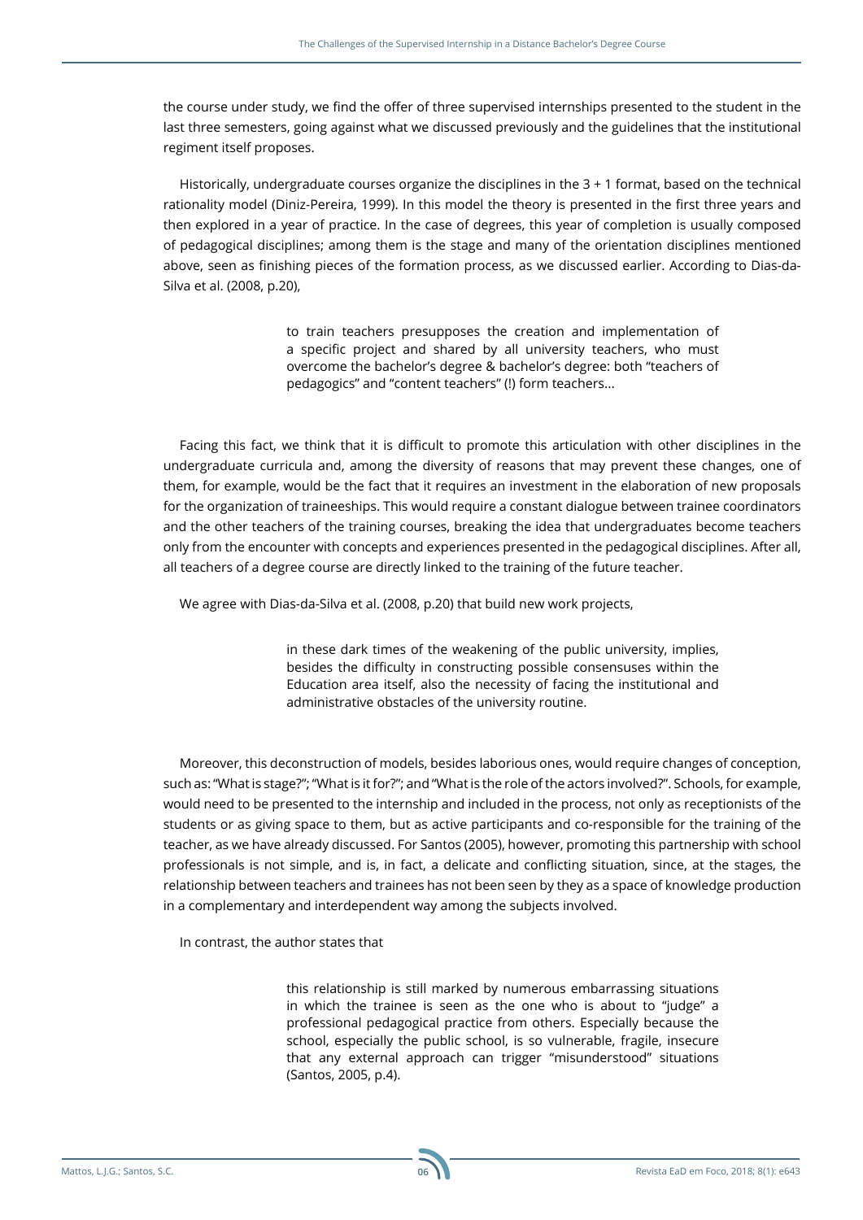the course under study, we find the offer of three supervised internships presented to the student in the last three semesters, going against what we discussed previously and the guidelines that the institutional regiment itself proposes.

Historically, undergraduate courses organize the disciplines in the 3 + 1 format, based on the technical rationality model (Diniz-Pereira, 1999). In this model the theory is presented in the first three years and then explored in a year of practice. In the case of degrees, this year of completion is usually composed of pedagogical disciplines; among them is the stage and many of the orientation disciplines mentioned above, seen as finishing pieces of the formation process, as we discussed earlier. According to Dias-da-Silva et al. (2008, p.20),

> to train teachers presupposes the creation and implementation of a specific project and shared by all university teachers, who must overcome the bachelor's degree & bachelor's degree: both "teachers of pedagogics" and "content teachers" (!) form teachers...

Facing this fact, we think that it is difficult to promote this articulation with other disciplines in the undergraduate curricula and, among the diversity of reasons that may prevent these changes, one of them, for example, would be the fact that it requires an investment in the elaboration of new proposals for the organization of traineeships. This would require a constant dialogue between trainee coordinators and the other teachers of the training courses, breaking the idea that undergraduates become teachers only from the encounter with concepts and experiences presented in the pedagogical disciplines. After all, all teachers of a degree course are directly linked to the training of the future teacher.

We agree with Dias-da-Silva et al. (2008, p.20) that build new work projects,

> in these dark times of the weakening of the public university, implies, besides the difficulty in constructing possible consensuses within the Education area itself, also the necessity of facing the institutional and administrative obstacles of the university routine.

Moreover, this deconstruction of models, besides laborious ones, would require changes of conception, such as: "What is stage?"; "What is it for?"; and "What is the role of the actors involved?". Schools, for example, would need to be presented to the internship and included in the process, not only as receptionists of the students or as giving space to them, but as active participants and co-responsible for the training of the teacher, as we have already discussed. For Santos (2005), however, promoting this partnership with school professionals is not simple, and is, in fact, a delicate and conflicting situation, since, at the stages, the relationship between teachers and trainees has not been seen by they as a space of knowledge production in a complementary and interdependent way among the subjects involved.

In contrast, the author states that

> this relationship is still marked by numerous embarrassing situations in which the trainee is seen as the one who is about to "judge" a professional pedagogical practice from others. Especially because the school, especially the public school, is so vulnerable, fragile, insecure that any external approach can trigger "misunderstood" situations (Santos, 2005, p.4).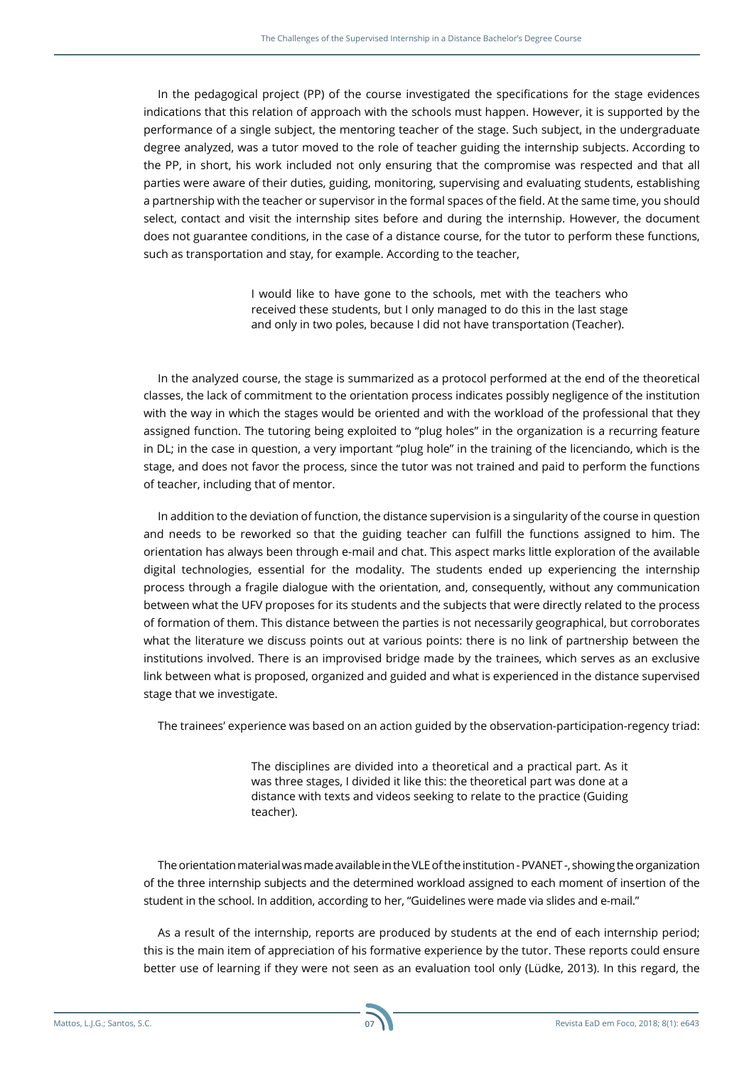In the pedagogical project (PP) of the course investigated the specifications for the stage evidences indications that this relation of approach with the schools must happen. However, it is supported by the performance of a single subject, the mentoring teacher of the stage. Such subject, in the undergraduate degree analyzed, was a tutor moved to the role of teacher guiding the internship subjects. According to the PP, in short, his work included not only ensuring that the compromise was respected and that all parties were aware of their duties, guiding, monitoring, supervising and evaluating students, establishing a partnership with the teacher or supervisor in the formal spaces of the field. At the same time, you should select, contact and visit the internship sites before and during the internship. However, the document does not guarantee conditions, in the case of a distance course, for the tutor to perform these functions, such as transportation and stay, for example. According to the teacher,

> I would like to have gone to the schools, met with the teachers who received these students, but I only managed to do this in the last stage and only in two poles, because I did not have transportation (Teacher).

In the analyzed course, the stage is summarized as a protocol performed at the end of the theoretical classes, the lack of commitment to the orientation process indicates possibly negligence of the institution with the way in which the stages would be oriented and with the workload of the professional that they assigned function. The tutoring being exploited to "plug holes" in the organization is a recurring feature in DL; in the case in question, a very important "plug hole" in the training of the licenciando, which is the stage, and does not favor the process, since the tutor was not trained and paid to perform the functions of teacher, including that of mentor.

In addition to the deviation of function, the distance supervision is a singularity of the course in question and needs to be reworked so that the guiding teacher can fulfill the functions assigned to him. The orientation has always been through e-mail and chat. This aspect marks little exploration of the available digital technologies, essential for the modality. The students ended up experiencing the internship process through a fragile dialogue with the orientation, and, consequently, without any communication between what the UFV proposes for its students and the subjects that were directly related to the process of formation of them. This distance between the parties is not necessarily geographical, but corroborates what the literature we discuss points out at various points: there is no link of partnership between the institutions involved. There is an improvised bridge made by the trainees, which serves as an exclusive link between what is proposed, organized and guided and what is experienced in the distance supervised stage that we investigate.

The trainees' experience was based on an action guided by the observation-participation-regency triad:

> The disciplines are divided into a theoretical and a practical part. As it was three stages, I divided it like this: the theoretical part was done at a distance with texts and videos seeking to relate to the practice (Guiding teacher).

The orientation material was made available in the VLE of the institution - PVANET -, showing the organization of the three internship subjects and the determined workload assigned to each moment of insertion of the student in the school. In addition, according to her, "Guidelines were made via slides and e-mail."

As a result of the internship, reports are produced by students at the end of each internship period; this is the main item of appreciation of his formative experience by the tutor. These reports could ensure better use of learning if they were not seen as an evaluation tool only (Lüdke, 2013). In this regard, the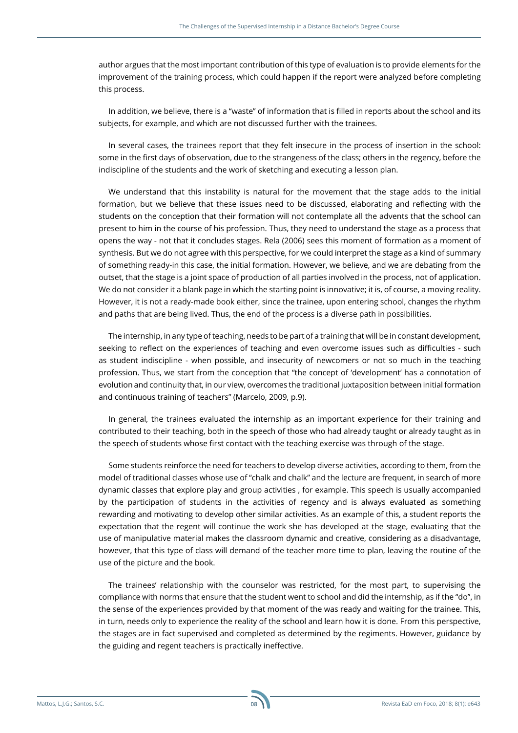author argues that the most important contribution of this type of evaluation is to provide elements for the improvement of the training process, which could happen if the report were analyzed before completing this process.

In addition, we believe, there is a "waste" of information that is filled in reports about the school and its subjects, for example, and which are not discussed further with the trainees.

In several cases, the trainees report that they felt insecure in the process of insertion in the school: some in the first days of observation, due to the strangeness of the class; others in the regency, before the indiscipline of the students and the work of sketching and executing a lesson plan.

We understand that this instability is natural for the movement that the stage adds to the initial formation, but we believe that these issues need to be discussed, elaborating and reflecting with the students on the conception that their formation will not contemplate all the advents that the school can present to him in the course of his profession. Thus, they need to understand the stage as a process that opens the way - not that it concludes stages. Rela (2006) sees this moment of formation as a moment of synthesis. But we do not agree with this perspective, for we could interpret the stage as a kind of summary of something ready-in this case, the initial formation. However, we believe, and we are debating from the outset, that the stage is a joint space of production of all parties involved in the process, not of application. We do not consider it a blank page in which the starting point is innovative; it is, of course, a moving reality. However, it is not a ready-made book either, since the trainee, upon entering school, changes the rhythm and paths that are being lived. Thus, the end of the process is a diverse path in possibilities.

The internship, in any type of teaching, needs to be part of a training that will be in constant development, seeking to reflect on the experiences of teaching and even overcome issues such as difficulties - such as student indiscipline - when possible, and insecurity of newcomers or not so much in the teaching profession. Thus, we start from the conception that "the concept of 'development' has a connotation of evolution and continuity that, in our view, overcomes the traditional juxtaposition between initial formation and continuous training of teachers" (Marcelo, 2009, p.9).

In general, the trainees evaluated the internship as an important experience for their training and contributed to their teaching, both in the speech of those who had already taught or already taught as in the speech of students whose first contact with the teaching exercise was through of the stage.

Some students reinforce the need for teachers to develop diverse activities, according to them, from the model of traditional classes whose use of "chalk and chalk" and the lecture are frequent, in search of more dynamic classes that explore play and group activities , for example. This speech is usually accompanied by the participation of students in the activities of regency and is always evaluated as something rewarding and motivating to develop other similar activities. As an example of this, a student reports the expectation that the regent will continue the work she has developed at the stage, evaluating that the use of manipulative material makes the classroom dynamic and creative, considering as a disadvantage, however, that this type of class will demand of the teacher more time to plan, leaving the routine of the use of the picture and the book.

The trainees' relationship with the counselor was restricted, for the most part, to supervising the compliance with norms that ensure that the student went to school and did the internship, as if the "do", in the sense of the experiences provided by that moment of the was ready and waiting for the trainee. This, in turn, needs only to experience the reality of the school and learn how it is done. From this perspective, the stages are in fact supervised and completed as determined by the regiments. However, guidance by the guiding and regent teachers is practically ineffective.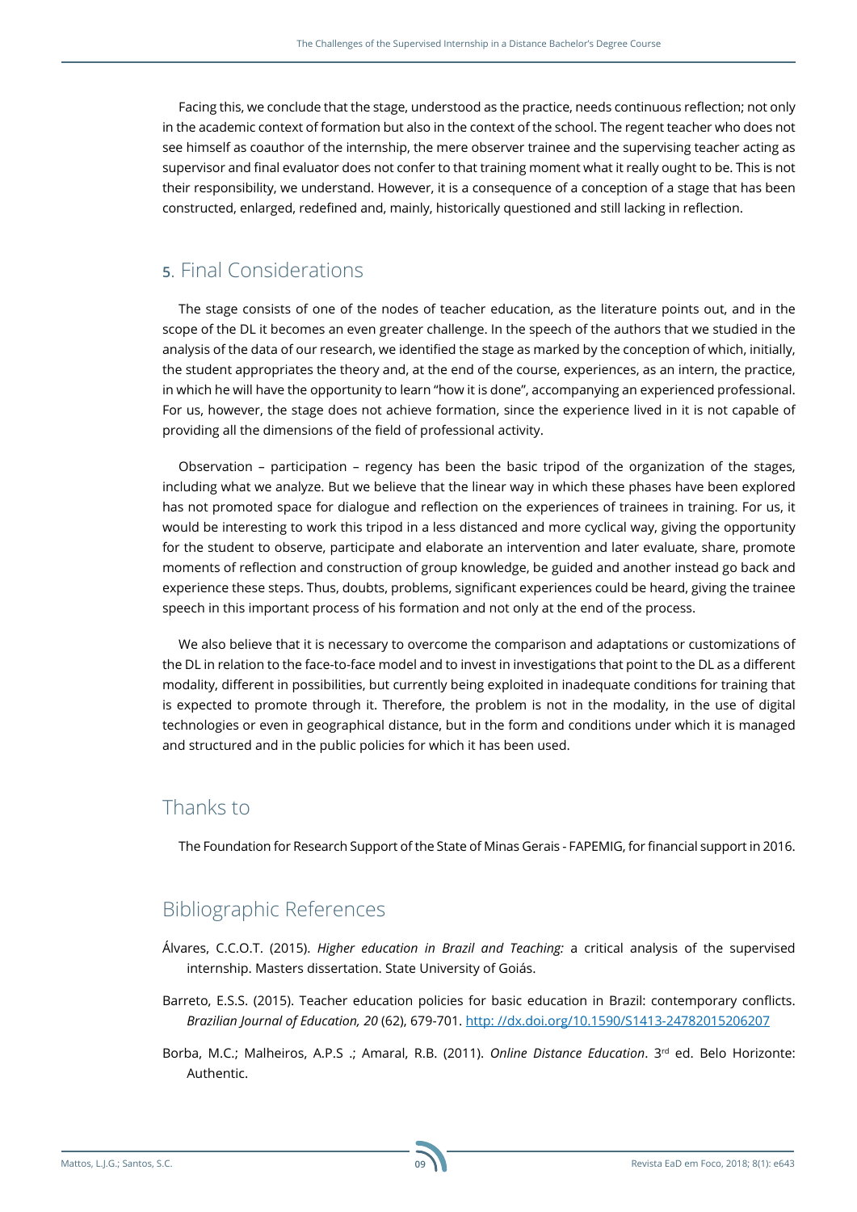Facing this, we conclude that the stage, understood as the practice, needs continuous reflection; not only in the academic context of formation but also in the context of the school. The regent teacher who does not see himself as coauthor of the internship, the mere observer trainee and the supervising teacher acting as supervisor and final evaluator does not confer to that training moment what it really ought to be. This is not their responsibility, we understand. However, it is a consequence of a conception of a stage that has been constructed, enlarged, redefined and, mainly, historically questioned and still lacking in reflection.

## 5. Final Considerations

The stage consists of one of the nodes of teacher education, as the literature points out, and in the scope of the DL it becomes an even greater challenge. In the speech of the authors that we studied in the analysis of the data of our research, we identified the stage as marked by the conception of which, initially, the student appropriates the theory and, at the end of the course, experiences, as an intern, the practice, in which he will have the opportunity to learn "how it is done", accompanying an experienced professional. For us, however, the stage does not achieve formation, since the experience lived in it is not capable of providing all the dimensions of the field of professional activity.

Observation – participation – regency has been the basic tripod of the organization of the stages, including what we analyze. But we believe that the linear way in which these phases have been explored has not promoted space for dialogue and reflection on the experiences of trainees in training. For us, it would be interesting to work this tripod in a less distanced and more cyclical way, giving the opportunity for the student to observe, participate and elaborate an intervention and later evaluate, share, promote moments of reflection and construction of group knowledge, be guided and another instead go back and experience these steps. Thus, doubts, problems, significant experiences could be heard, giving the trainee speech in this important process of his formation and not only at the end of the process.

We also believe that it is necessary to overcome the comparison and adaptations or customizations of the DL in relation to the face-to-face model and to invest in investigations that point to the DL as a different modality, different in possibilities, but currently being exploited in inadequate conditions for training that is expected to promote through it. Therefore, the problem is not in the modality, in the use of digital technologies or even in geographical distance, but in the form and conditions under which it is managed and structured and in the public policies for which it has been used.

## Thanks to

The Foundation for Research Support of the State of Minas Gerais - FAPEMIG, for financial support in 2016.

## Bibliographic References

Álvares, C.C.O.T. (2015). *Higher education in Brazil and Teaching:* a critical analysis of the supervised internship. Masters dissertation. State University of Goiás.

Barreto, E.S.S. (2015). Teacher education policies for basic education in Brazil: contemporary conflicts. *Brazilian Journal of Education, 20* (62), 679-701. http: //dx.doi.org/10.1590/S1413-24782015206207

Borba, M.C.; Malheiros, A.P.S .; Amaral, R.B. (2011). *Online Distance Education*. 3rd ed. Belo Horizonte: Authentic.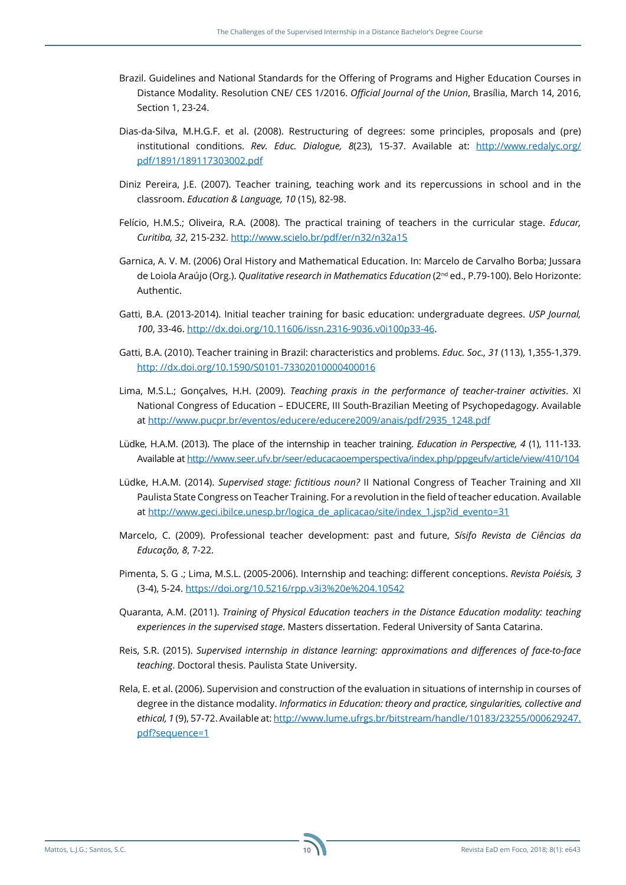Brazil. Guidelines and National Standards for the Offering of Programs and Higher Education Courses in Distance Modality. Resolution CNE/ CES 1/2016. *Official Journal of the Union*, Brasília, March 14, 2016, Section 1, 23-24.

Dias-da-Silva, M.H.G.F. et al. (2008). Restructuring of degrees: some principles, proposals and (pre) institutional conditions. *Rev. Educ. Dialogue, 8*(23), 15-37. Available at: [http://www.redalyc.org/pdf/1891/189117303002.pdf](http://www.redalyc.org/pdf/1891/189117303002.pdf)

Diniz Pereira, J.E. (2007). Teacher training, teaching work and its repercussions in school and in the classroom. *Education & Language, 10* (15), 82-98.

Felício, H.M.S.; Oliveira, R.A. (2008). The practical training of teachers in the curricular stage. *Educar, Curitiba, 32*, 215-232. [http://www.scielo.br/pdf/er/n32/n32a15](http://www.scielo.br/pdf/er/n32/n32a15)

Garnica, A. V. M. (2006) Oral History and Mathematical Education. In: Marcelo de Carvalho Borba; Jussara de Loiola Araújo (Org.). *Qualitative research in Mathematics Education* (2nd ed., P.79-100). Belo Horizonte: Authentic.

Gatti, B.A. (2013-2014). Initial teacher training for basic education: undergraduate degrees. *USP Journal, 100*, 33-46. [http://dx.doi.org/10.11606/issn.2316-9036.v0i100p33-46](http://dx.doi.org/10.11606/issn.2316-9036.v0i100p33-46).

Gatti, B.A. (2010). Teacher training in Brazil: characteristics and problems. *Educ. Soc., 31* (113), 1,355-1,379. [http: //dx.doi.org/10.1590/S0101-73302010000400016](http://dx.doi.org/10.1590/S0101-73302010000400016)

Lima, M.S.L.; Gonçalves, H.H. (2009). *Teaching praxis in the performance of teacher-trainer activities*. XI National Congress of Education – EDUCERE, III South-Brazilian Meeting of Psychopedagogy. Available at [http://www.pucpr.br/eventos/educere/educere2009/anais/pdf/2935_1248.pdf](http://www.pucpr.br/eventos/educere/educere2009/anais/pdf/2935_1248.pdf)

Lüdke, H.A.M. (2013). The place of the internship in teacher training. *Education in Perspective, 4* (1), 111-133. Available at [http://www.seer.ufv.br/seer/educacaoemperspectiva/index.php/ppgeufv/article/view/410/104](http://www.seer.ufv.br/seer/educacaoemperspectiva/index.php/ppgeufv/article/view/410/104)

Lüdke, H.A.M. (2014). *Supervised stage: fictitious noun?* II National Congress of Teacher Training and XII Paulista State Congress on Teacher Training. For a revolution in the field of teacher education. Available at [http://www.geci.ibilce.unesp.br/logica_de_aplicacao/site/index_1.jsp?id_evento=31](http://www.geci.ibilce.unesp.br/logica_de_aplicacao/site/index_1.jsp?id_evento=31)

Marcelo, C. (2009). Professional teacher development: past and future, *Sísifo Revista de Ciências da Educação, 8*, 7-22.

Pimenta, S. G .; Lima, M.S.L. (2005-2006). Internship and teaching: different conceptions. *Revista Poiésis, 3* (3-4), 5-24. [https://doi.org/10.5216/rpp.v3i3%20e%204.10542](https://doi.org/10.5216/rpp.v3i3%20e%204.10542)

Quaranta, A.M. (2011). *Training of Physical Education teachers in the Distance Education modality: teaching experiences in the supervised stage*. Masters dissertation. Federal University of Santa Catarina.

Reis, S.R. (2015). *Supervised internship in distance learning: approximations and differences of face-to-face teaching*. Doctoral thesis. Paulista State University.

Rela, E. et al. (2006). Supervision and construction of the evaluation in situations of internship in courses of degree in the distance modality. *Informatics in Education: theory and practice, singularities, collective and ethical, 1* (9), 57-72. Available at: [http://www.lume.ufrgs.br/bitstream/handle/10183/23255/000629247.pdf?sequence=1](http://www.lume.ufrgs.br/bitstream/handle/10183/23255/000629247.pdf?sequence=1)